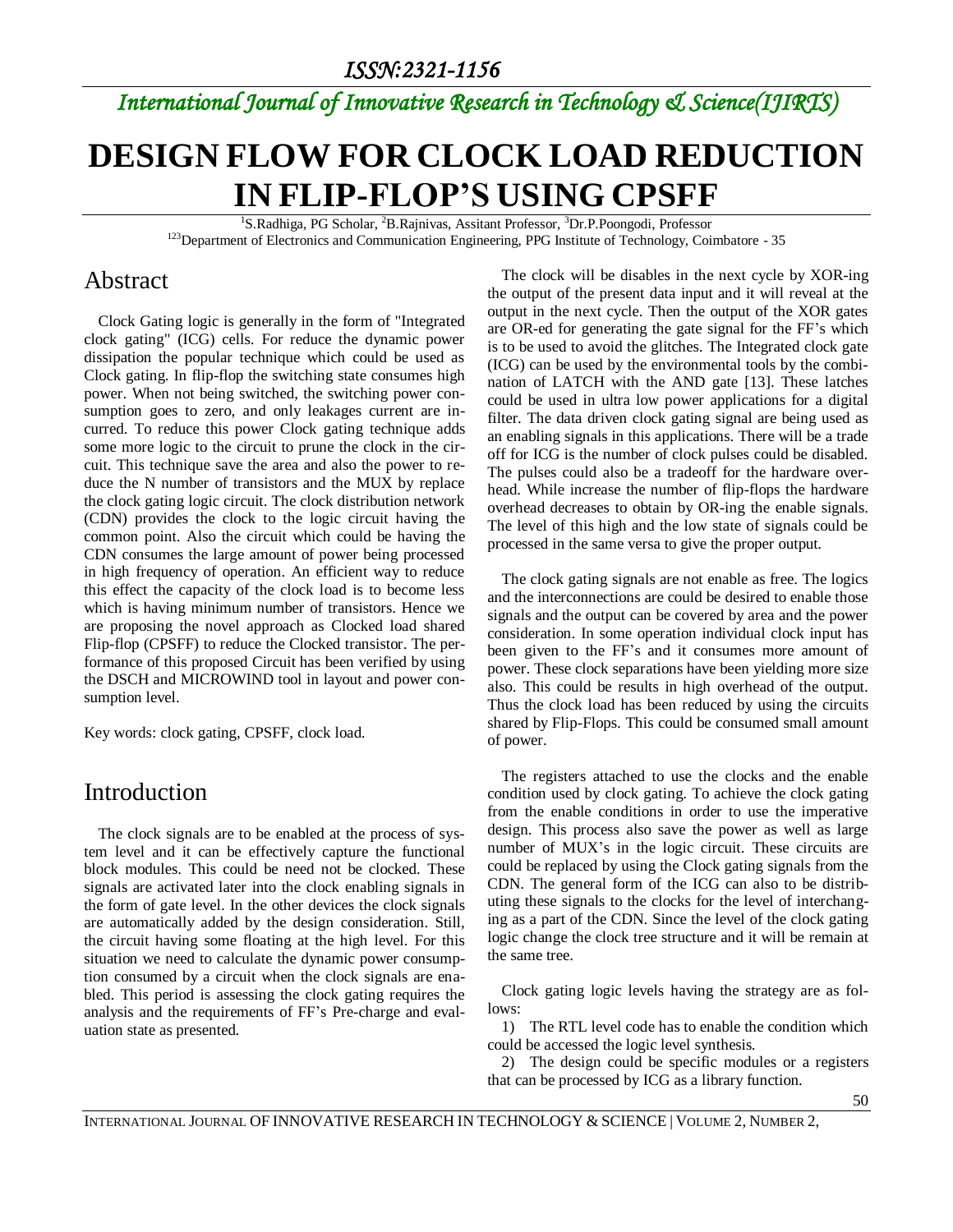# DESIGN FLOW FOR CLOCK LOAD REDUCTION IN FLIP-FLOP'S USING CPSFF

[1]S.Radhiga, PG Scholar, [2]B.Rajnivas, Assitant Professor, [3]Dr.P.Poongodi, Professor

[123]Department of Electronics and Communication Engineering, PPG Institute of Technology, Coimbatore - 35

## Abstract

Clock Gating logic is generally in the form of "Integrated clock gating" (ICG) cells. For reduce the dynamic power dissipation the popular technique which could be used as Clock gating. In flip-flop the switching state consumes high power. When not being switched, the switching power consumption goes to zero, and only leakages current are incurred. To reduce this power Clock gating technique adds some more logic to the circuit to prune the clock in the circuit. This technique save the area and also the power to reduce the N number of transistors and the MUX by replace the clock gating logic circuit. The clock distribution network (CDN) provides the clock to the logic circuit having the common point. Also the circuit which could be having the CDN consumes the large amount of power being processed in high frequency of operation. An efficient way to reduce this effect the capacity of the clock load is to become less which is having minimum number of transistors. Hence we are proposing the novel approach as Clocked load shared Flip-flop (CPSFF) to reduce the Clocked transistor. The performance of this proposed Circuit has been verified by using the DSCH and MICROWIND tool in layout and power consumption level.

Key words: clock gating, CPSFF, clock load.

## Introduction

The clock signals are to be enabled at the process of system level and it can be effectively capture the functional block modules. This could be need not be clocked. These signals are activated later into the clock enabling signals in the form of gate level. In the other devices the clock signals are automatically added by the design consideration. Still, the circuit having some floating at the high level. For this situation we need to calculate the dynamic power consumption consumed by a circuit when the clock signals are enabled. This period is assessing the clock gating requires the analysis and the requirements of FF's Pre-charge and evaluation state as presented.

The clock will be disables in the next cycle by XOR-ing the output of the present data input and it will reveal at the output in the next cycle. Then the output of the XOR gates are OR-ed for generating the gate signal for the FF's which is to be used to avoid the glitches. The Integrated clock gate (ICG) can be used by the environmental tools by the combination of LATCH with the AND gate [13]. These latches could be used in ultra low power applications for a digital filter. The data driven clock gating signal are being used as an enabling signals in this applications. There will be a trade off for ICG is the number of clock pulses could be disabled. The pulses could also be a tradeoff for the hardware overhead. While increase the number of flip-flops the hardware overhead decreases to obtain by OR-ing the enable signals. The level of this high and the low state of signals could be processed in the same versa to give the proper output.

The clock gating signals are not enable as free. The logics and the interconnections are could be desired to enable those signals and the output can be covered by area and the power consideration. In some operation individual clock input has been given to the FF's and it consumes more amount of power. These clock separations have been yielding more size also. This could be results in high overhead of the output. Thus the clock load has been reduced by using the circuits shared by Flip-Flops. This could be consumed small amount of power.

The registers attached to use the clocks and the enable condition used by clock gating. To achieve the clock gating from the enable conditions in order to use the imperative design. This process also save the power as well as large number of MUX's in the logic circuit. These circuits are could be replaced by using the Clock gating signals from the CDN. The general form of the ICG can also to be distributing these signals to the clocks for the level of interchanging as a part of the CDN. Since the level of the clock gating logic change the clock tree structure and it will be remain at the same tree.

Clock gating logic levels having the strategy are as follows:

1) The RTL level code has to enable the condition which could be accessed the logic level synthesis.
2) The design could be specific modules or a registers that can be processed by ICG as a library function.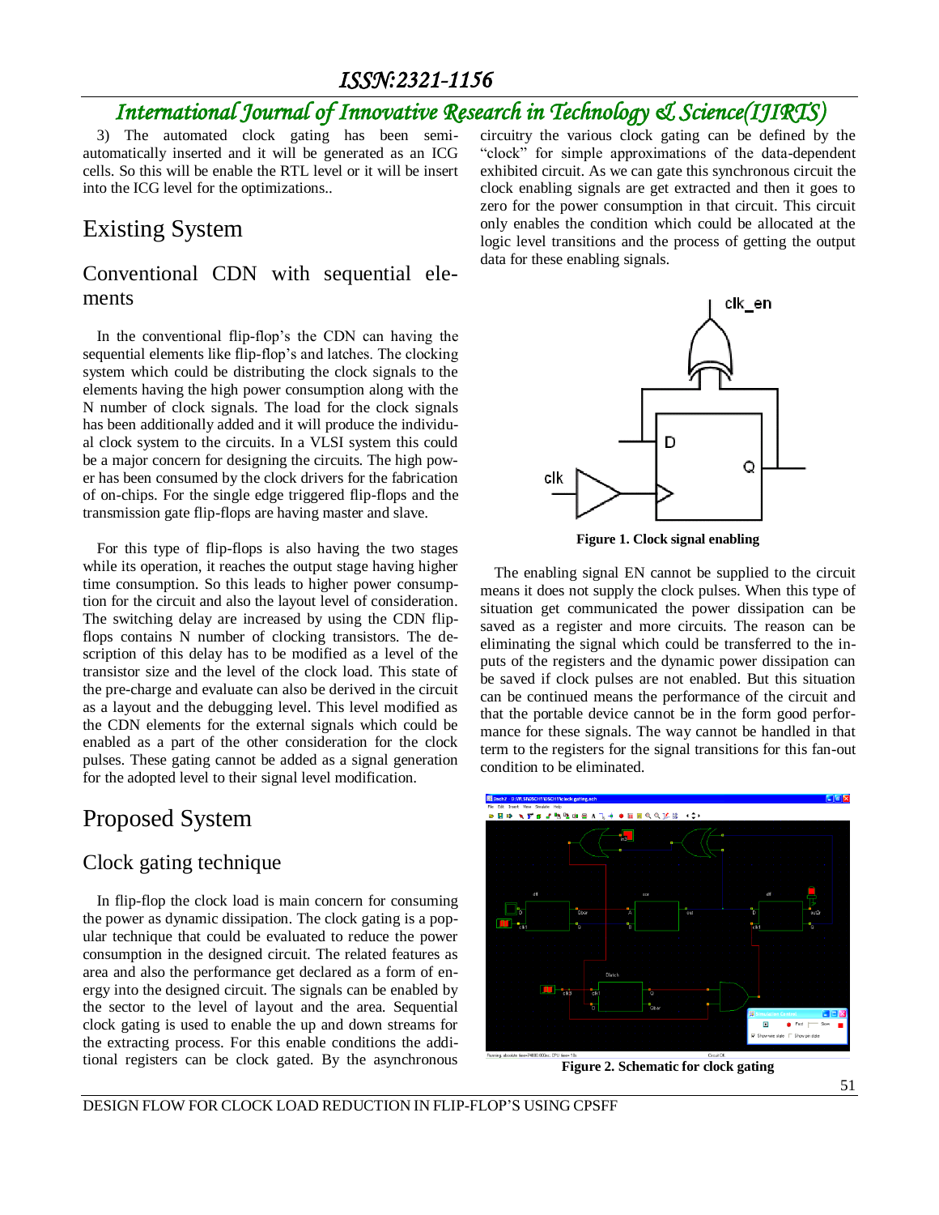3) The automated clock gating has been semi-automatically inserted and it will be generated as an ICG cells. So this will be enable the RTL level or it will be insert into the ICG level for the optimizations..

## Existing System

### Conventional CDN with sequential elements

In the conventional flip-flop's the CDN can having the sequential elements like flip-flop's and latches. The clocking system which could be distributing the clock signals to the elements having the high power consumption along with the N number of clock signals. The load for the clock signals has been additionally added and it will produce the individual clock system to the circuits. In a VLSI system this could be a major concern for designing the circuits. The high power has been consumed by the clock drivers for the fabrication of on-chips. For the single edge triggered flip-flops and the transmission gate flip-flops are having master and slave.

For this type of flip-flops is also having the two stages while its operation, it reaches the output stage having higher time consumption. So this leads to higher power consumption for the circuit and also the layout level of consideration. The switching delay are increased by using the CDN flip-flops contains N number of clocking transistors. The description of this delay has to be modified as a level of the transistor size and the level of the clock load. This state of the pre-charge and evaluate can also be derived in the circuit as a layout and the debugging level. This level modified as the CDN elements for the external signals which could be enabled as a part of the other consideration for the clock pulses. These gating cannot be added as a signal generation for the adopted level to their signal level modification.

## Proposed System

### Clock gating technique

In flip-flop the clock load is main concern for consuming the power as dynamic dissipation. The clock gating is a popular technique that could be evaluated to reduce the power consumption in the designed circuit. The related features as area and also the performance get declared as a form of energy into the designed circuit. The signals can be enabled by the sector to the level of layout and the area. Sequential clock gating is used to enable the up and down streams for the extracting process. For this enable conditions the additional registers can be clock gated. By the asynchronous circuitry the various clock gating can be defined by the "clock" for simple approximations of the data-dependent exhibited circuit. As we can gate this synchronous circuit the clock enabling signals are get extracted and then it goes to zero for the power consumption in that circuit. This circuit only enables the condition which could be allocated at the logic level transitions and the process of getting the output data for these enabling signals.

**Figure 1. Clock signal enabling**

The enabling signal EN cannot be supplied to the circuit means it does not supply the clock pulses. When this type of situation get communicated the power dissipation can be saved as a register and more circuits. The reason can be eliminating the signal which could be transferred to the inputs of the registers and the dynamic power dissipation can be saved if clock pulses are not enabled. But this situation can be continued means the performance of the circuit and that the portable device cannot be in the form good performance for these signals. The way cannot be handled in that term to the registers for the signal transitions for this fan-out condition to be eliminated.

**Figure 2. Schematic for clock gating**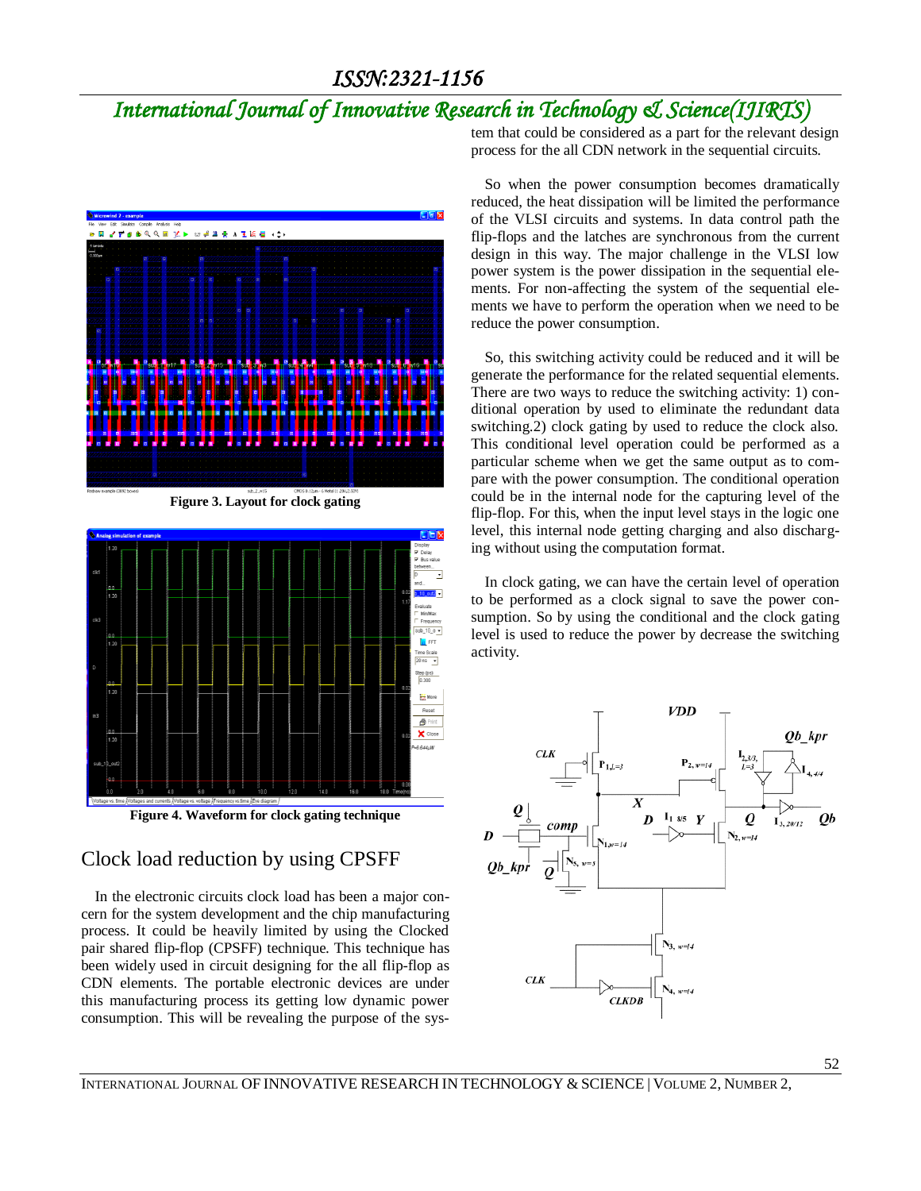Figure 3. Layout for clock gating

Figure 4. Waveform for clock gating technique

## Clock load reduction by using CPSFF

In the electronic circuits clock load has been a major concern for the system development and the chip manufacturing process. It could be heavily limited by using the Clocked pair shared flip-flop (CPSFF) technique. This technique has been widely used in circuit designing for the all flip-flop as CDN elements. The portable electronic devices are under this manufacturing process its getting low dynamic power consumption. This will be revealing the purpose of the system that could be considered as a part for the relevant design process for the all CDN network in the sequential circuits.

So when the power consumption becomes dramatically reduced, the heat dissipation will be limited the performance of the VLSI circuits and systems. In data control path the flip-flops and the latches are synchronous from the current design in this way. The major challenge in the VLSI low power system is the power dissipation in the sequential elements. For non-affecting the system of the sequential elements we have to perform the operation when we need to be reduce the power consumption.

So, this switching activity could be reduced and it will be generate the performance for the related sequential elements. There are two ways to reduce the switching activity: 1) conditional operation by used to eliminate the redundant data switching.2) clock gating by used to reduce the clock also. This conditional level operation could be performed as a particular scheme when we get the same output as to compare with the power consumption. The conditional operation could be in the internal node for the capturing level of the flip-flop. For this, when the input level stays in the logic one level, this internal node getting charging and also discharging without using the computation format.

In clock gating, we can have the certain level of operation to be performed as a clock signal to save the power consumption. So by using the conditional and the clock gating level is used to reduce the power by decrease the switching activity.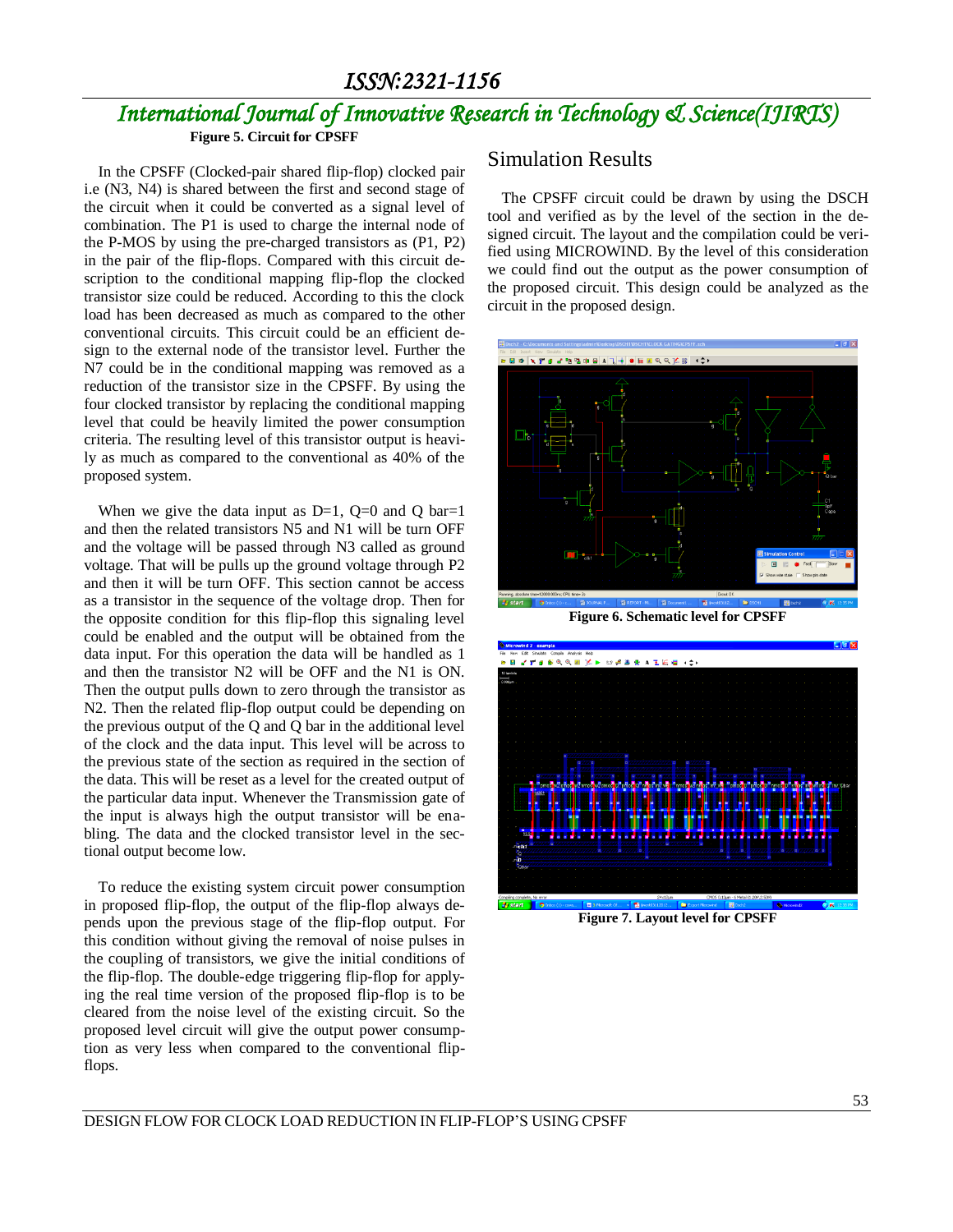**Figure 5. Circuit for CPSFF**

In the CPSFF (Clocked-pair shared flip-flop) clocked pair i.e (N3, N4) is shared between the first and second stage of the circuit when it could be converted as a signal level of combination. The P1 is used to charge the internal node of the P-MOS by using the pre-charged transistors as (P1, P2) in the pair of the flip-flops. Compared with this circuit description to the conditional mapping flip-flop the clocked transistor size could be reduced. According to this the clock load has been decreased as much as compared to the other conventional circuits. This circuit could be an efficient design to the external node of the transistor level. Further the N7 could be in the conditional mapping was removed as a reduction of the transistor size in the CPSFF. By using the four clocked transistor by replacing the conditional mapping level that could be heavily limited the power consumption criteria. The resulting level of this transistor output is heavily as much as compared to the conventional as 40% of the proposed system.

When we give the data input as D=1, Q=0 and Q bar=1 and then the related transistors N5 and N1 will be turn OFF and the voltage will be passed through N3 called as ground voltage. That will be pulls up the ground voltage through P2 and then it will be turn OFF. This section cannot be access as a transistor in the sequence of the voltage drop. Then for the opposite condition for this flip-flop this signaling level could be enabled and the output will be obtained from the data input. For this operation the data will be handled as 1 and then the transistor N2 will be OFF and the N1 is ON. Then the output pulls down to zero through the transistor as N2. Then the related flip-flop output could be depending on the previous output of the Q and Q bar in the additional level of the clock and the data input. This level will be across to the previous state of the section as required in the section of the data. This will be reset as a level for the created output of the particular data input. Whenever the Transmission gate of the input is always high the output transistor will be enabling. The data and the clocked transistor level in the sectional output become low.

To reduce the existing system circuit power consumption in proposed flip-flop, the output of the flip-flop always depends upon the previous stage of the flip-flop output. For this condition without giving the removal of noise pulses in the coupling of transistors, we give the initial conditions of the flip-flop. The double-edge triggering flip-flop for applying the real time version of the proposed flip-flop is to be cleared from the noise level of the existing circuit. So the proposed level circuit will give the output power consumption as very less when compared to the conventional flip-flops.

## Simulation Results

The CPSFF circuit could be drawn by using the DSCH tool and verified as by the level of the section in the designed circuit. The layout and the compilation could be verified using MICROWIND. By the level of this consideration we could find out the output as the power consumption of the proposed circuit. This design could be analyzed as the circuit in the proposed design.

**Figure 6. Schematic level for CPSFF**

**Figure 7. Layout level for CPSFF**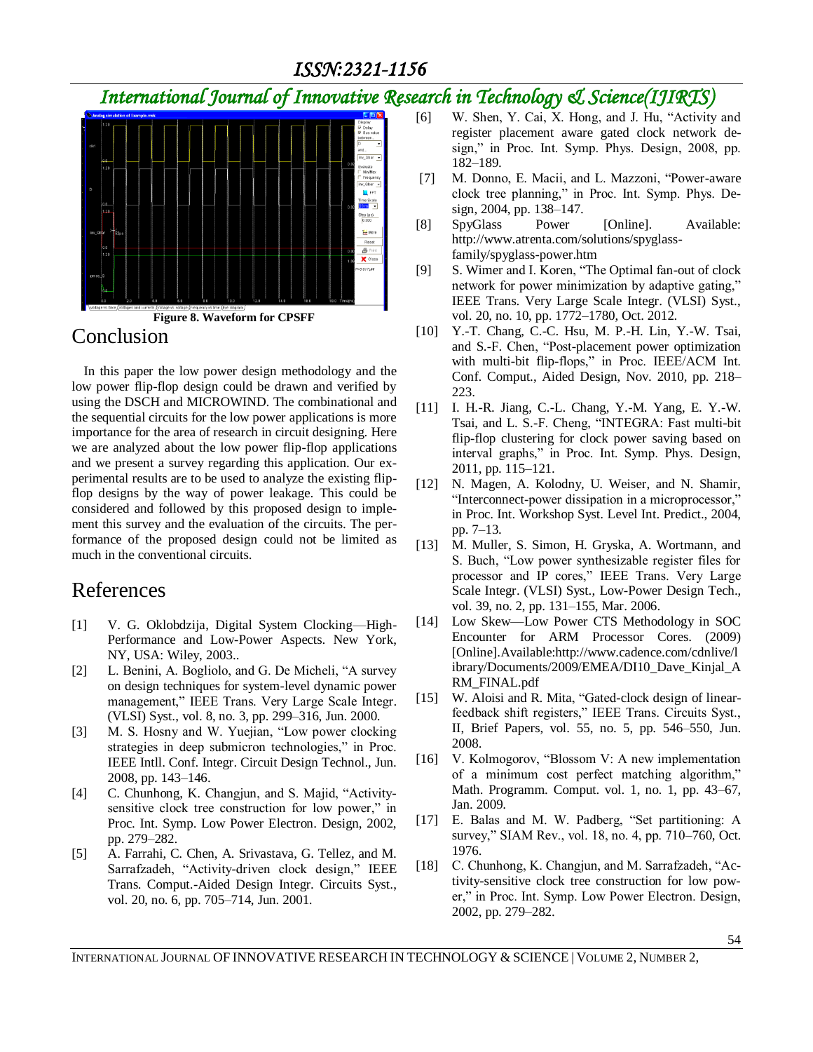Figure 8. Waveform for CPSFF

## Conclusion

In this paper the low power design methodology and the low power flip-flop design could be drawn and verified by using the DSCH and MICROWIND. The combinational and the sequential circuits for the low power applications is more importance for the area of research in circuit designing. Here we are analyzed about the low power flip-flop applications and we present a survey regarding this application. Our experimental results are to be used to analyze the existing flip-flop designs by the way of power leakage. This could be considered and followed by this proposed design to implement this survey and the evaluation of the circuits. The performance of the proposed design could not be limited as much in the conventional circuits.

## References

[1] V. G. Oklobdzija, Digital System Clocking—High-Performance and Low-Power Aspects. New York, NY, USA: Wiley, 2003..

[2] L. Benini, A. Bogliolo, and G. De Micheli, “A survey on design techniques for system-level dynamic power management,” IEEE Trans. Very Large Scale Integr. (VLSI) Syst., vol. 8, no. 3, pp. 299–316, Jun. 2000.

[3] M. S. Hosny and W. Yuejian, “Low power clocking strategies in deep submicron technologies,” in Proc. IEEE Intll. Conf. Integr. Circuit Design Technol., Jun. 2008, pp. 143–146.

[4] C. Chunhong, K. Changjun, and S. Majid, “Activity-sensitive clock tree construction for low power,” in Proc. Int. Symp. Low Power Electron. Design, 2002, pp. 279–282.

[5] A. Farrahi, C. Chen, A. Srivastava, G. Tellez, and M. Sarrafzadeh, “Activity-driven clock design,” IEEE Trans. Comput.-Aided Design Integr. Circuits Syst., vol. 20, no. 6, pp. 705–714, Jun. 2001.

[6] W. Shen, Y. Cai, X. Hong, and J. Hu, “Activity and register placement aware gated clock network design,” in Proc. Int. Symp. Phys. Design, 2008, pp. 182–189.

[7] M. Donno, E. Macii, and L. Mazzoni, “Power-aware clock tree planning,” in Proc. Int. Symp. Phys. Design, 2004, pp. 138–147.

[8] SpyGlass Power [Online]. Available: http://www.atrenta.com/solutions/spyglass-family/spyglass-power.htm

[9] S. Wimer and I. Koren, “The Optimal fan-out of clock network for power minimization by adaptive gating,” IEEE Trans. Very Large Scale Integr. (VLSI) Syst., vol. 20, no. 10, pp. 1772–1780, Oct. 2012.

[10] Y.-T. Chang, C.-C. Hsu, M. P.-H. Lin, Y.-W. Tsai, and S.-F. Chen, “Post-placement power optimization with multi-bit flip-flops,” in Proc. IEEE/ACM Int. Conf. Comput., Aided Design, Nov. 2010, pp. 218–223.

[11] I. H.-R. Jiang, C.-L. Chang, Y.-M. Yang, E. Y.-W. Tsai, and L. S.-F. Cheng, “INTEGRA: Fast multi-bit flip-flop clustering for clock power saving based on interval graphs,” in Proc. Int. Symp. Phys. Design, 2011, pp. 115–121.

[12] N. Magen, A. Kolodny, U. Weiser, and N. Shamir, “Interconnect-power dissipation in a microprocessor,” in Proc. Int. Workshop Syst. Level Int. Predict., 2004, pp. 7–13.

[13] M. Muller, S. Simon, H. Gryska, A. Wortmann, and S. Buch, “Low power synthesizable register files for processor and IP cores,” IEEE Trans. Very Large Scale Integr. (VLSI) Syst., Low-Power Design Tech., vol. 39, no. 2, pp. 131–155, Mar. 2006.

[14] Low Skew—Low Power CTS Methodology in SOC Encounter for ARM Processor Cores. (2009) [Online].Available:http://www.cadence.com/cdnlive/library/Documents/2009/EMEA/DI10_Dave_Kinjal_ARM_FINAL.pdf

[15] W. Aloisi and R. Mita, “Gated-clock design of linear-feedback shift registers,” IEEE Trans. Circuits Syst., II, Brief Papers, vol. 55, no. 5, pp. 546–550, Jun. 2008.

[16] V. Kolmogorov, “Blossom V: A new implementation of a minimum cost perfect matching algorithm,” Math. Programm. Comput. vol. 1, no. 1, pp. 43–67, Jan. 2009.

[17] E. Balas and M. W. Padberg, “Set partitioning: A survey,” SIAM Rev., vol. 18, no. 4, pp. 710–760, Oct. 1976.

[18] C. Chunhong, K. Changjun, and M. Sarrafzadeh, “Activity-sensitive clock tree construction for low power,” in Proc. Int. Symp. Low Power Electron. Design, 2002, pp. 279–282.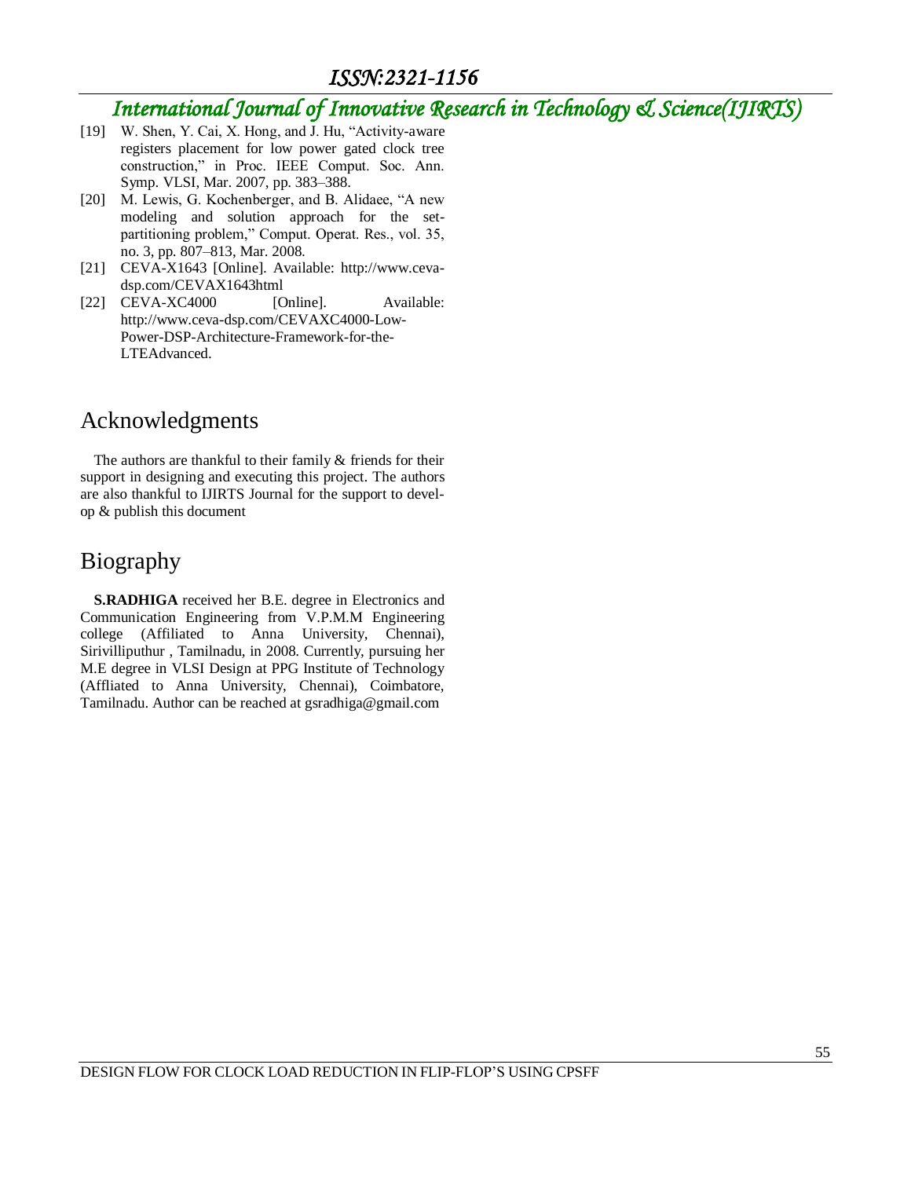[19] W. Shen, Y. Cai, X. Hong, and J. Hu, "Activity-aware registers placement for low power gated clock tree construction," in Proc. IEEE Comput. Soc. Ann. Symp. VLSI, Mar. 2007, pp. 383–388.

[20] M. Lewis, G. Kochenberger, and B. Alidaee, "A new modeling and solution approach for the set-partitioning problem," Comput. Operat. Res., vol. 35, no. 3, pp. 807–813, Mar. 2008.

[21] CEVA-X1643 [Online]. Available: http://www.ceva-dsp.com/CEVAX1643html

[22] CEVA-XC4000 [Online]. Available: http://www.ceva-dsp.com/CEVAXC4000-Low-Power-DSP-Architecture-Framework-for-the-LTEAdvanced.

# Acknowledgments

The authors are thankful to their family & friends for their support in designing and executing this project. The authors are also thankful to IJIRTS Journal for the support to develop & publish this document

# Biography

**S.RADHIGA** received her B.E. degree in Electronics and Communication Engineering from V.P.M.M Engineering college (Affiliated to Anna University, Chennai), Sirivilliputhur , Tamilnadu, in 2008. Currently, pursuing her M.E degree in VLSI Design at PPG Institute of Technology (Affliated to Anna University, Chennai), Coimbatore, Tamilnadu. Author can be reached at gsradhiga@gmail.com